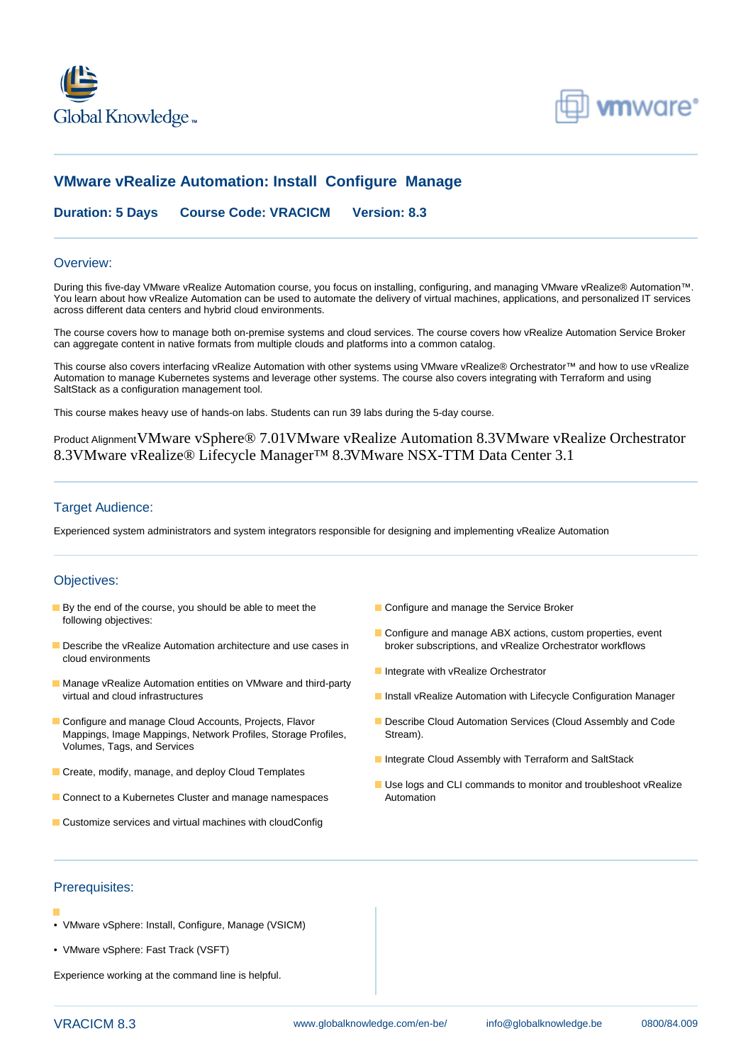# VMware vRealize Automation: Install Configure Manage

**Duration: 5 Days** **Course Code: VRACICM** **Version: 8.3**

## Overview:

During this five-day VMware vRealize Automation course, you focus on installing, configuring, and managing VMware vRealize® Automation™. You learn about how vRealize Automation can be used to automate the delivery of virtual machines, applications, and personalized IT services across different data centers and hybrid cloud environments.

The course covers how to manage both on-premise systems and cloud services. The course covers how vRealize Automation Service Broker can aggregate content in native formats from multiple clouds and platforms into a common catalog.

This course also covers interfacing vRealize Automation with other systems using VMware vRealize® Orchestrator™ and how to use vRealize Automation to manage Kubernetes systems and leverage other systems. The course also covers integrating with Terraform and using SaltStack as a configuration management tool.

This course makes heavy use of hands-on labs. Students can run 39 labs during the 5-day course.

Product Alignment VMware vSphere® 7.01VMware vRealize Automation 8.3VMware vRealize Orchestrator 8.3VMware vRealize® Lifecycle Manager™ 8.3VMware NSX-TTM Data Center 3.1

## Target Audience:

Experienced system administrators and system integrators responsible for designing and implementing vRealize Automation

## Objectives:

- By the end of the course, you should be able to meet the following objectives:
- Describe the vRealize Automation architecture and use cases in cloud environments
- Manage vRealize Automation entities on VMware and third-party virtual and cloud infrastructures
- Configure and manage Cloud Accounts, Projects, Flavor Mappings, Image Mappings, Network Profiles, Storage Profiles, Volumes, Tags, and Services
- Create, modify, manage, and deploy Cloud Templates
- Connect to a Kubernetes Cluster and manage namespaces
- Customize services and virtual machines with cloudConfig
- Configure and manage the Service Broker
- Configure and manage ABX actions, custom properties, event broker subscriptions, and vRealize Orchestrator workflows
- Integrate with vRealize Orchestrator
- Install vRealize Automation with Lifecycle Configuration Manager
- Describe Cloud Automation Services (Cloud Assembly and Code Stream).
- Integrate Cloud Assembly with Terraform and SaltStack
- Use logs and CLI commands to monitor and troubleshoot vRealize Automation

## Prerequisites:

- VMware vSphere: Install, Configure, Manage (VSICM)
- VMware vSphere: Fast Track (VSFT)

Experience working at the command line is helpful.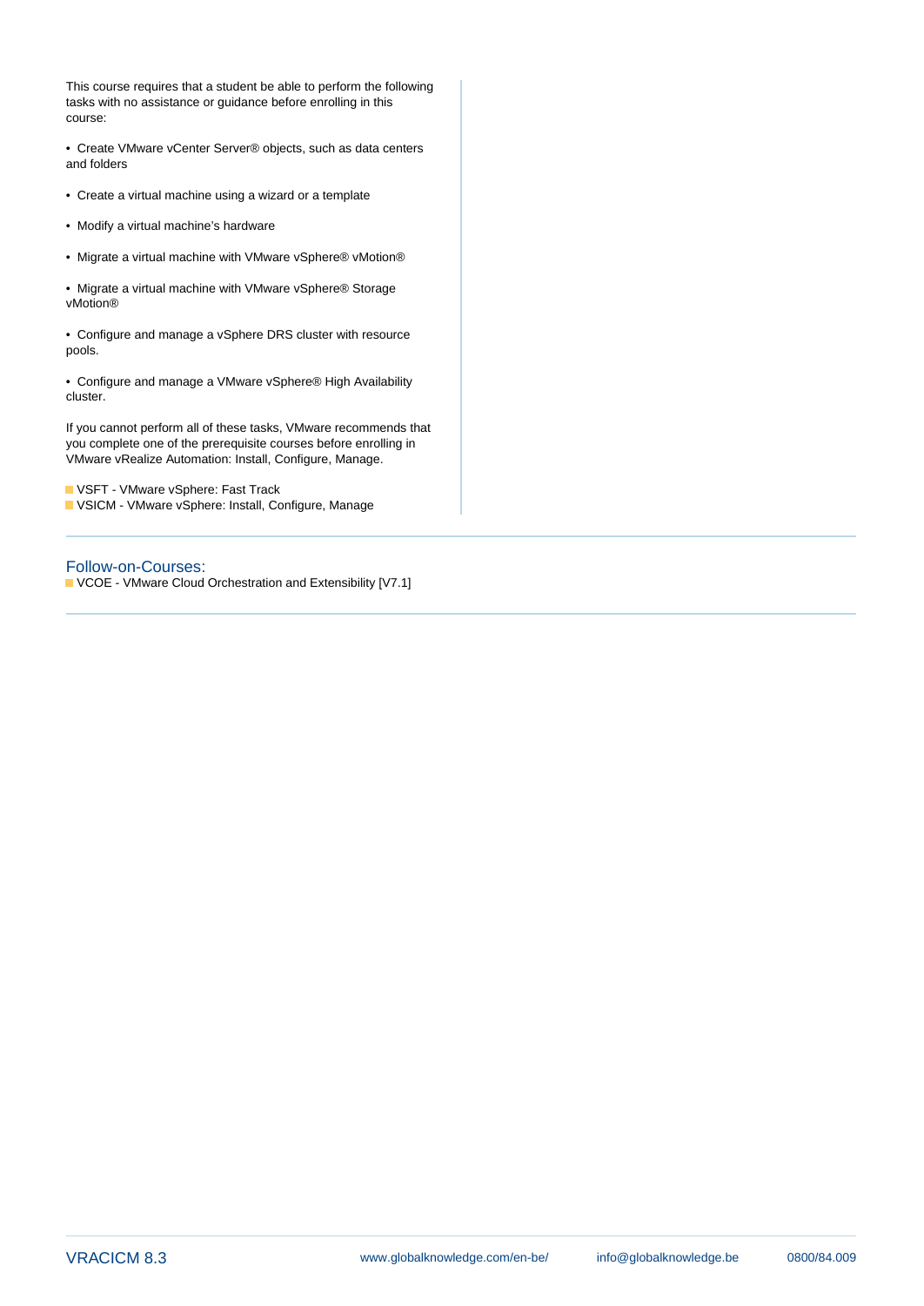This course requires that a student be able to perform the following tasks with no assistance or guidance before enrolling in this course:

- Create VMware vCenter Server® objects, such as data centers and folders
- Create a virtual machine using a wizard or a template
- Modify a virtual machine's hardware
- Migrate a virtual machine with VMware vSphere® vMotion®
- Migrate a virtual machine with VMware vSphere® Storage vMotion®
- Configure and manage a vSphere DRS cluster with resource pools.
- Configure and manage a VMware vSphere® High Availability cluster.

If you cannot perform all of these tasks, VMware recommends that you complete one of the prerequisite courses before enrolling in VMware vRealize Automation: Install, Configure, Manage.

- VSFT - VMware vSphere: Fast Track
- VSICM - VMware vSphere: Install, Configure, Manage

## Follow-on-Courses:

- VCOE - VMware Cloud Orchestration and Extensibility [V7.1]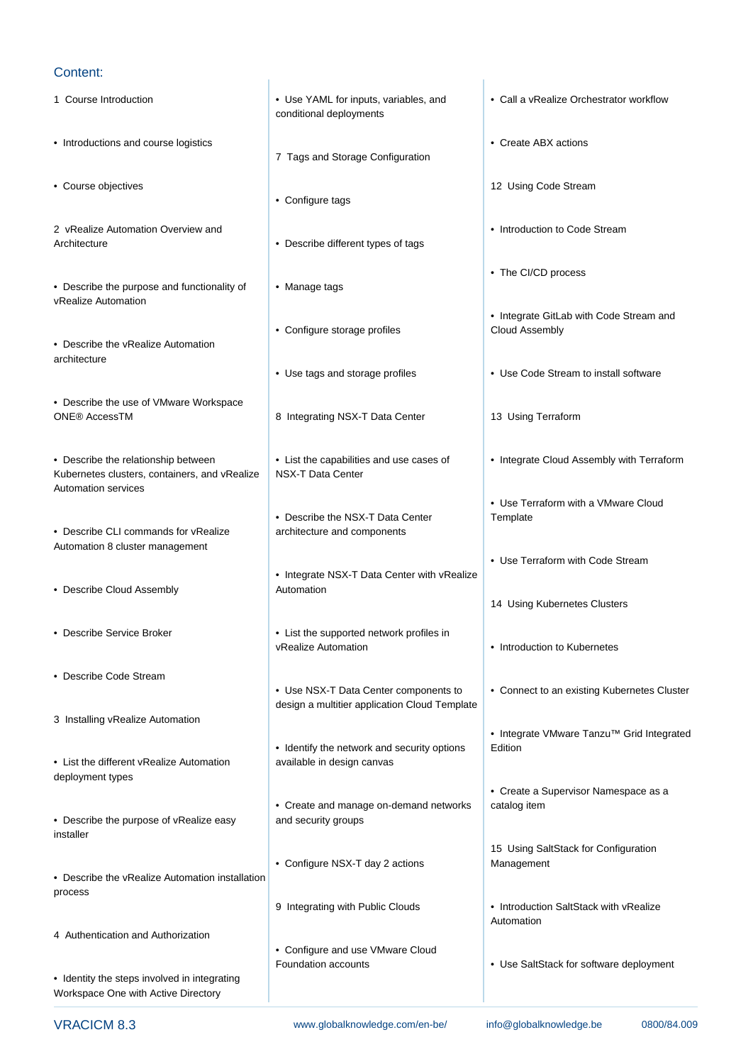## Content:

1 Course Introduction

- Introductions and course logistics
- Course objectives

2 vRealize Automation Overview and Architecture

- Describe the purpose and functionality of vRealize Automation
- Describe the vRealize Automation architecture
- Describe the use of VMware Workspace ONE® AccessTM
- Describe the relationship between Kubernetes clusters, containers, and vRealize Automation services
- Describe CLI commands for vRealize Automation 8 cluster management
- Describe Cloud Assembly
- Describe Service Broker
- Describe Code Stream

3 Installing vRealize Automation

- List the different vRealize Automation deployment types
- Describe the purpose of vRealize easy installer
- Describe the vRealize Automation installation process

4 Authentication and Authorization

- Identity the steps involved in integrating Workspace One with Active Directory
- Use YAML for inputs, variables, and conditional deployments

7 Tags and Storage Configuration

- Configure tags
- Describe different types of tags
- Manage tags
- Configure storage profiles
- Use tags and storage profiles

8 Integrating NSX-T Data Center

- List the capabilities and use cases of NSX-T Data Center
- Describe the NSX-T Data Center architecture and components
- Integrate NSX-T Data Center with vRealize Automation
- List the supported network profiles in vRealize Automation
- Use NSX-T Data Center components to design a multitier application Cloud Template
- Identify the network and security options available in design canvas
- Create and manage on-demand networks and security groups
- Configure NSX-T day 2 actions

9 Integrating with Public Clouds

- Configure and use VMware Cloud Foundation accounts
- Call a vRealize Orchestrator workflow
- Create ABX actions

12 Using Code Stream

- Introduction to Code Stream
- The CI/CD process
- Integrate GitLab with Code Stream and Cloud Assembly
- Use Code Stream to install software

13 Using Terraform

- Integrate Cloud Assembly with Terraform
- Use Terraform with a VMware Cloud Template
- Use Terraform with Code Stream

14 Using Kubernetes Clusters

- Introduction to Kubernetes
- Connect to an existing Kubernetes Cluster
- Integrate VMware Tanzu™ Grid Integrated Edition
- Create a Supervisor Namespace as a catalog item

15 Using SaltStack for Configuration Management

- Introduction SaltStack with vRealize Automation
- Use SaltStack for software deployment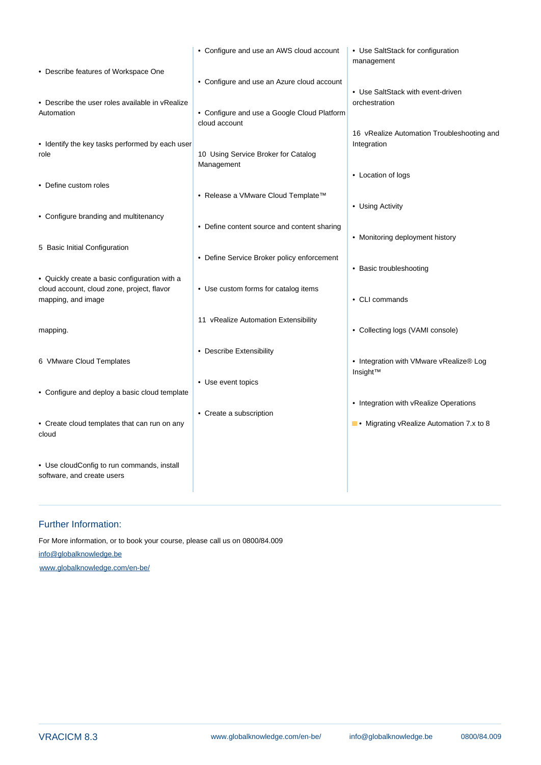- Describe features of Workspace One
- Describe the user roles available in vRealize Automation
- Identify the key tasks performed by each user role
- Define custom roles
- Configure branding and multitenancy

5 Basic Initial Configuration

- Quickly create a basic configuration with a cloud account, cloud zone, project, flavor mapping, and image

mapping.

6 VMware Cloud Templates

- Configure and deploy a basic cloud template
- Create cloud templates that can run on any cloud
- Use cloudConfig to run commands, install software, and create users

- Configure and use an AWS cloud account
- Configure and use an Azure cloud account
- Configure and use a Google Cloud Platform cloud account

10 Using Service Broker for Catalog Management

- Release a VMware Cloud Template™
- Define content source and content sharing
- Define Service Broker policy enforcement
- Use custom forms for catalog items

11 vRealize Automation Extensibility

- Describe Extensibility
- Use event topics
- Create a subscription

- Use SaltStack for configuration management
- Use SaltStack with event-driven orchestration

16 vRealize Automation Troubleshooting and Integration

- Location of logs
- Using Activity
- Monitoring deployment history
- Basic troubleshooting
- CLI commands
- Collecting logs (VAMI console)
- Integration with VMware vRealize® Log Insight™
- Integration with vRealize Operations
- Migrating vRealize Automation 7.x to 8

## Further Information:

For More information, or to book your course, please call us on 0800/84.009

info@globalknowledge.be

www.globalknowledge.com/en-be/